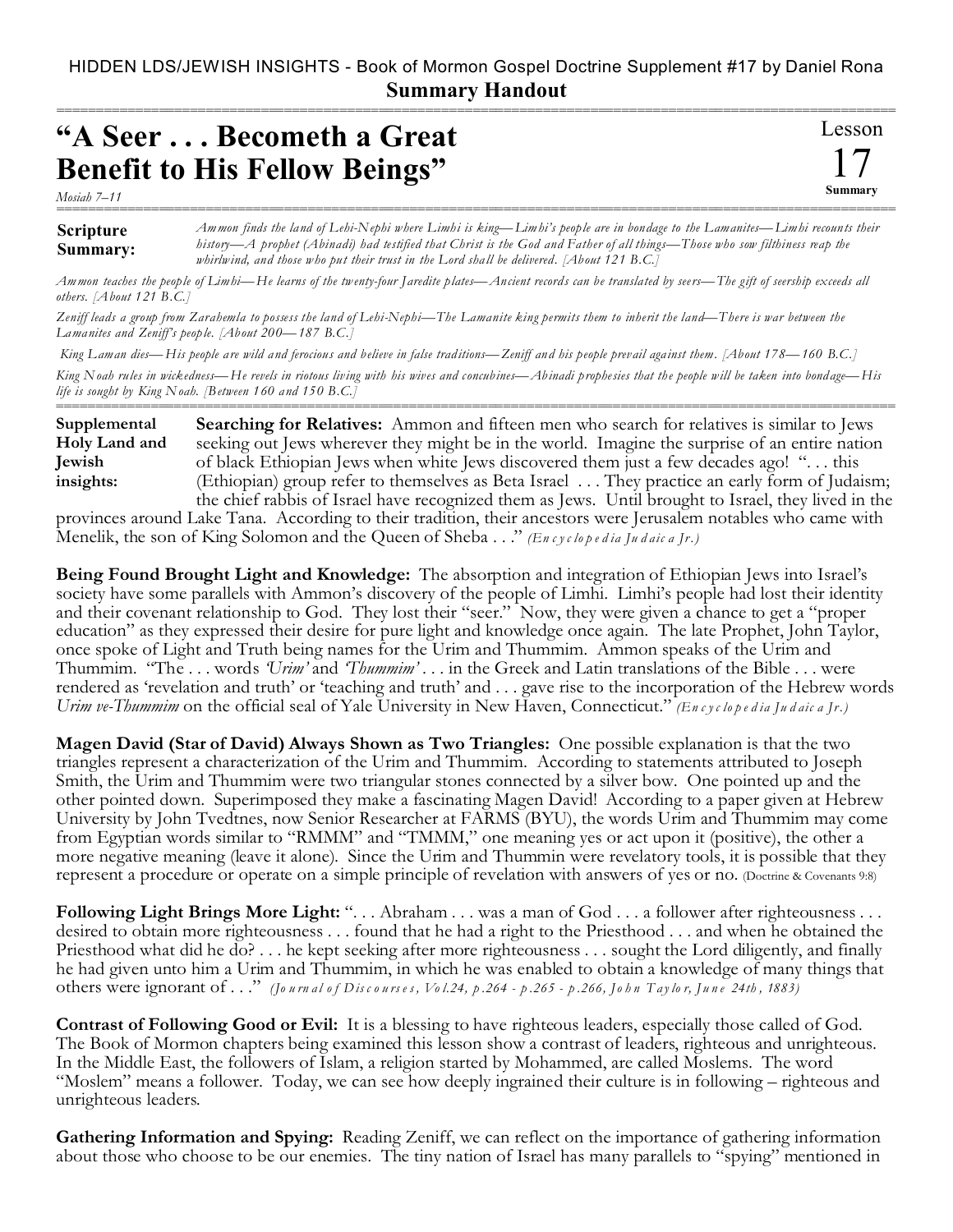HIDDEN LDS/JEWISH INSIGHTS - Book of Mormon Gospel Doctrine Supplement #17 by Daniel Rona

**Summary Handout**

# "A Seer . . . Becometh a Great Benefit to His Fellow Beings"

*Mosiah 7–11*

Lesson 17 Summary

**Scripture Summary:** *Ammon finds the land of Lehi-Nephi where Limhi is king—Limhi's people are in bondage to the Lamanites—Limhi recounts their history—A prophet (Abinadi) had testified that Christ is the God and Father of all things—Those who sow filthiness reap the whirlwind, and those who put their trust in the Lord shall be delivered. [About 121 B.C.]*

*Ammon teaches the people of Limhi—He learns of the twenty-four Jaredite plates—Ancient records can be translated by seers—The gift of seership exceeds all others. [About 121 B.C.]*

*Zeniff leads a group from Zarahemla to possess the land of Lehi-Nephi—The Lamanite king permits them to inherit the land—There is war between the Lamanites and Zeniff's people. [About 200—187 B.C.]*

*King Laman dies—His people are wild and ferocious and believe in false traditions—Zeniff and his people prevail against them. [About 178—160 B.C.]*

*King Noah rules in wickedness—He revels in riotous living with his wives and concubines—Abinadi prophesies that the people will be taken into bondage—His life is sought by King Noah. [Between 160 and 150 B.C.]*

**Supplemental Holy Land and Jewish insights:**

**Searching for Relatives:** Ammon and fifteen men who search for relatives is similar to Jews seeking out Jews wherever they might be in the world. Imagine the surprise of an entire nation of black Ethiopian Jews when white Jews discovered them just a few decades ago! ". . . this (Ethiopian) group refer to themselves as Beta Israel . . . They practice an early form of Judaism; the chief rabbis of Israel have recognized them as Jews. Until brought to Israel, they lived in the provinces around Lake Tana. According to their tradition, their ancestors were Jerusalem notables who came with Menelik, the son of King Solomon and the Queen of Sheba . . ." *(Encyclopedia Judaica Jr.)*

**Being Found Brought Light and Knowledge:** The absorption and integration of Ethiopian Jews into Israel's society have some parallels with Ammon's discovery of the people of Limhi. Limhi's people had lost their identity and their covenant relationship to God. They lost their "seer." Now, they were given a chance to get a "proper education" as they expressed their desire for pure light and knowledge once again. The late Prophet, John Taylor, once spoke of Light and Truth being names for the Urim and Thummim. Ammon speaks of the Urim and Thummim. "The . . . words *'Urim'* and *'Thummim'* . . . in the Greek and Latin translations of the Bible . . . were rendered as 'revelation and truth' or 'teaching and truth' and . . . gave rise to the incorporation of the Hebrew words *Urim ve-Thummim* on the official seal of Yale University in New Haven, Connecticut." *(Encyclopedia Judaica Jr.)*

**Magen David (Star of David) Always Shown as Two Triangles:** One possible explanation is that the two triangles represent a characterization of the Urim and Thummim. According to statements attributed to Joseph Smith, the Urim and Thummim were two triangular stones connected by a silver bow. One pointed up and the other pointed down. Superimposed they make a fascinating Magen David! According to a paper given at Hebrew University by John Tvedtnes, now Senior Researcher at FARMS (BYU), the words Urim and Thummim may come from Egyptian words similar to "RMMM" and "TMMM," one meaning yes or act upon it (positive), the other a more negative meaning (leave it alone). Since the Urim and Thummin were revelatory tools, it is possible that they represent a procedure or operate on a simple principle of revelation with answers of yes or no. (Doctrine & Covenants 9:8)

**Following Light Brings More Light:** ". . . Abraham . . . was a man of God . . . a follower after righteousness . . . desired to obtain more righteousness . . . found that he had a right to the Priesthood . . . and when he obtained the Priesthood what did he do? . . . he kept seeking after more righteousness . . . sought the Lord diligently, and finally he had given unto him a Urim and Thummim, in which he was enabled to obtain a knowledge of many things that others were ignorant of . . ." *(Journal of Discourses, Vol.24, p.264 - p.265 - p.266, John Taylor, June 24th, 1883)*

**Contrast of Following Good or Evil:** It is a blessing to have righteous leaders, especially those called of God. The Book of Mormon chapters being examined this lesson show a contrast of leaders, righteous and unrighteous. In the Middle East, the followers of Islam, a religion started by Mohammed, are called Moslems. The word "Moslem" means a follower. Today, we can see how deeply ingrained their culture is in following – righteous and unrighteous leaders.

**Gathering Information and Spying:** Reading Zeniff, we can reflect on the importance of gathering information about those who choose to be our enemies. The tiny nation of Israel has many parallels to "spying" mentioned in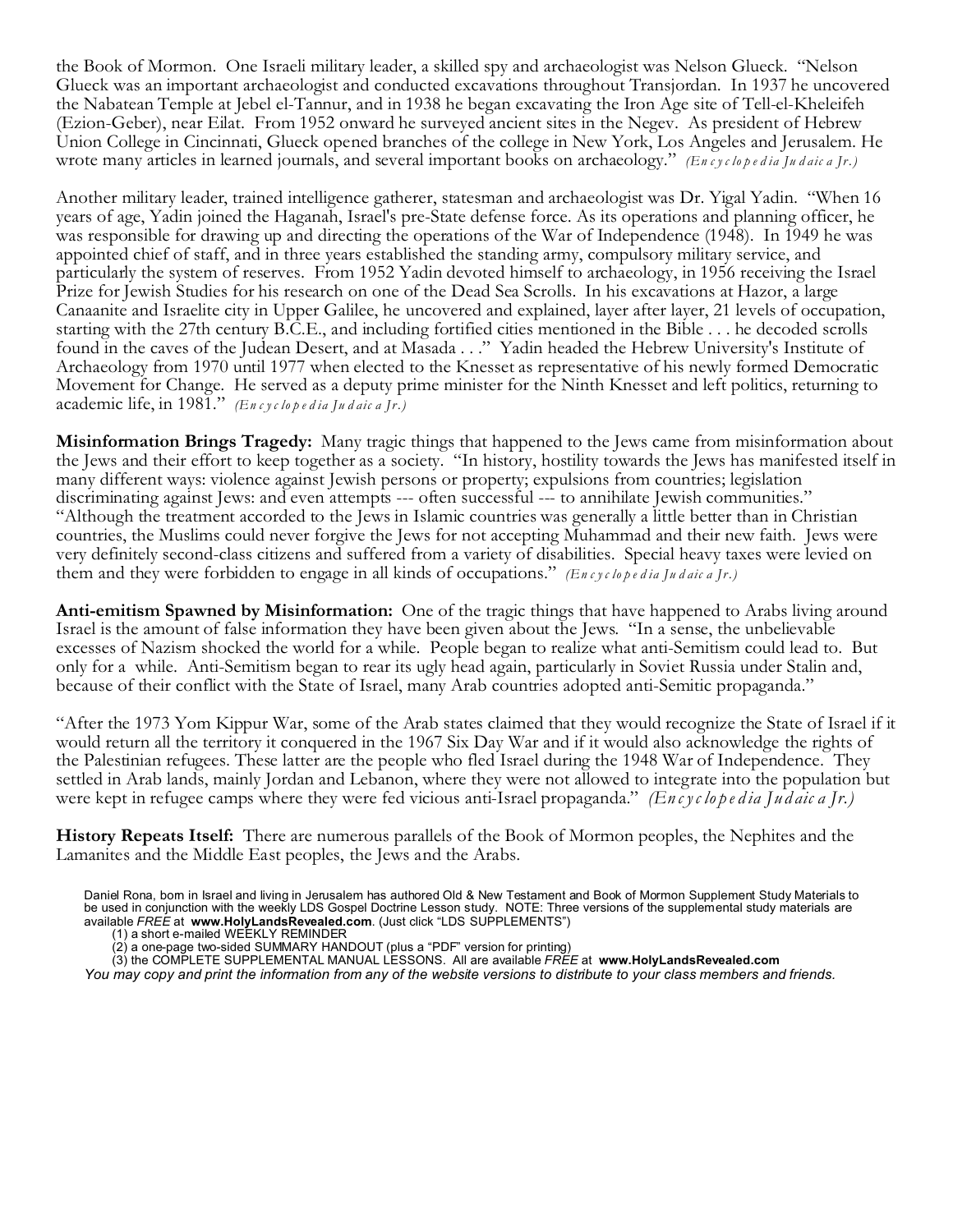the Book of Mormon. One Israeli military leader, a skilled spy and archaeologist was Nelson Glueck. "Nelson Glueck was an important archaeologist and conducted excavations throughout Transjordan. In 1937 he uncovered the Nabatean Temple at Jebel el-Tannur, and in 1938 he began excavating the Iron Age site of Tell-el-Kheleifeh (Ezion-Geber), near Eilat. From 1952 onward he surveyed ancient sites in the Negev. As president of Hebrew Union College in Cincinnati, Glueck opened branches of the college in New York, Los Angeles and Jerusalem. He wrote many articles in learned journals, and several important books on archaeology." *(Encyclopedia Judaica Jr.)*

Another military leader, trained intelligence gatherer, statesman and archaeologist was Dr. Yigal Yadin. "When 16 years of age, Yadin joined the Haganah, Israel's pre-State defense force. As its operations and planning officer, he was responsible for drawing up and directing the operations of the War of Independence (1948). In 1949 he was appointed chief of staff, and in three years established the standing army, compulsory military service, and particularly the system of reserves. From 1952 Yadin devoted himself to archaeology, in 1956 receiving the Israel Prize for Jewish Studies for his research on one of the Dead Sea Scrolls. In his excavations at Hazor, a large Canaanite and Israelite city in Upper Galilee, he uncovered and explained, layer after layer, 21 levels of occupation, starting with the 27th century B.C.E., and including fortified cities mentioned in the Bible . . . he decoded scrolls found in the caves of the Judean Desert, and at Masada . . ." Yadin headed the Hebrew University's Institute of Archaeology from 1970 until 1977 when elected to the Knesset as representative of his newly formed Democratic Movement for Change. He served as a deputy prime minister for the Ninth Knesset and left politics, returning to academic life, in 1981." *(Encyclopedia Judaica Jr.)*

**Misinformation Brings Tragedy:** Many tragic things that happened to the Jews came from misinformation about the Jews and their effort to keep together as a society. "In history, hostility towards the Jews has manifested itself in many different ways: violence against Jewish persons or property; expulsions from countries; legislation discriminating against Jews: and even attempts --- often successful --- to annihilate Jewish communities." "Although the treatment accorded to the Jews in Islamic countries was generally a little better than in Christian countries, the Muslims could never forgive the Jews for not accepting Muhammad and their new faith. Jews were very definitely second-class citizens and suffered from a variety of disabilities. Special heavy taxes were levied on them and they were forbidden to engage in all kinds of occupations." *(Encyclopedia Judaica Jr.)*

**Anti-emitism Spawned by Misinformation:** One of the tragic things that have happened to Arabs living around Israel is the amount of false information they have been given about the Jews. "In a sense, the unbelievable excesses of Nazism shocked the world for a while. People began to realize what anti-Semitism could lead to. But only for a while. Anti-Semitism began to rear its ugly head again, particularly in Soviet Russia under Stalin and, because of their conflict with the State of Israel, many Arab countries adopted anti-Semitic propaganda."

"After the 1973 Yom Kippur War, some of the Arab states claimed that they would recognize the State of Israel if it would return all the territory it conquered in the 1967 Six Day War and if it would also acknowledge the rights of the Palestinian refugees. These latter are the people who fled Israel during the 1948 War of Independence. They settled in Arab lands, mainly Jordan and Lebanon, where they were not allowed to integrate into the population but were kept in refugee camps where they were fed vicious anti-Israel propaganda." *(Encyclopedia Judaica Jr.)*

**History Repeats Itself:** There are numerous parallels of the Book of Mormon peoples, the Nephites and the Lamanites and the Middle East peoples, the Jews and the Arabs.

Daniel Rona, born in Israel and living in Jerusalem has authored Old & New Testament and Book of Mormon Supplement Study Materials to be used in conjunction with the weekly LDS Gospel Doctrine Lesson study. NOTE: Three versions of the supplemental study materials are available *FREE* at **www.HolyLandsRevealed.com**. (Just click "LDS SUPPLEMENTS")

(1) a short e-mailed WEEKLY REMINDER
(2) a one-page two-sided SUMMARY HANDOUT (plus a "PDF" version for printing)
(3) the COMPLETE SUPPLEMENTAL MANUAL LESSONS. All are available *FREE* at **www.HolyLandsRevealed.com**

*You may copy and print the information from any of the website versions to distribute to your class members and friends.*